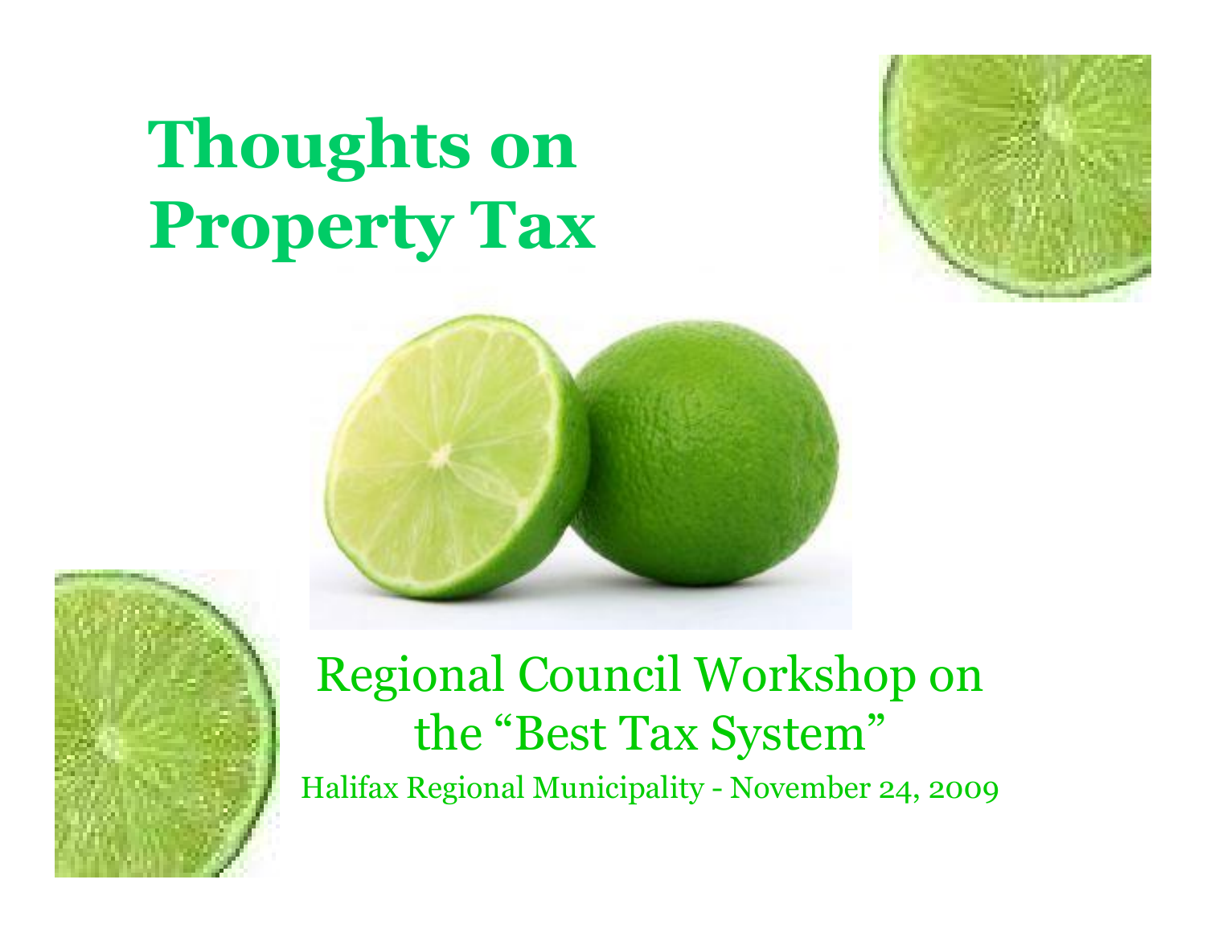# Thoughts on Property Tax

Regional Council Workshop on the "Best Tax System"

Halifax Regional Municipality - November 24, 2009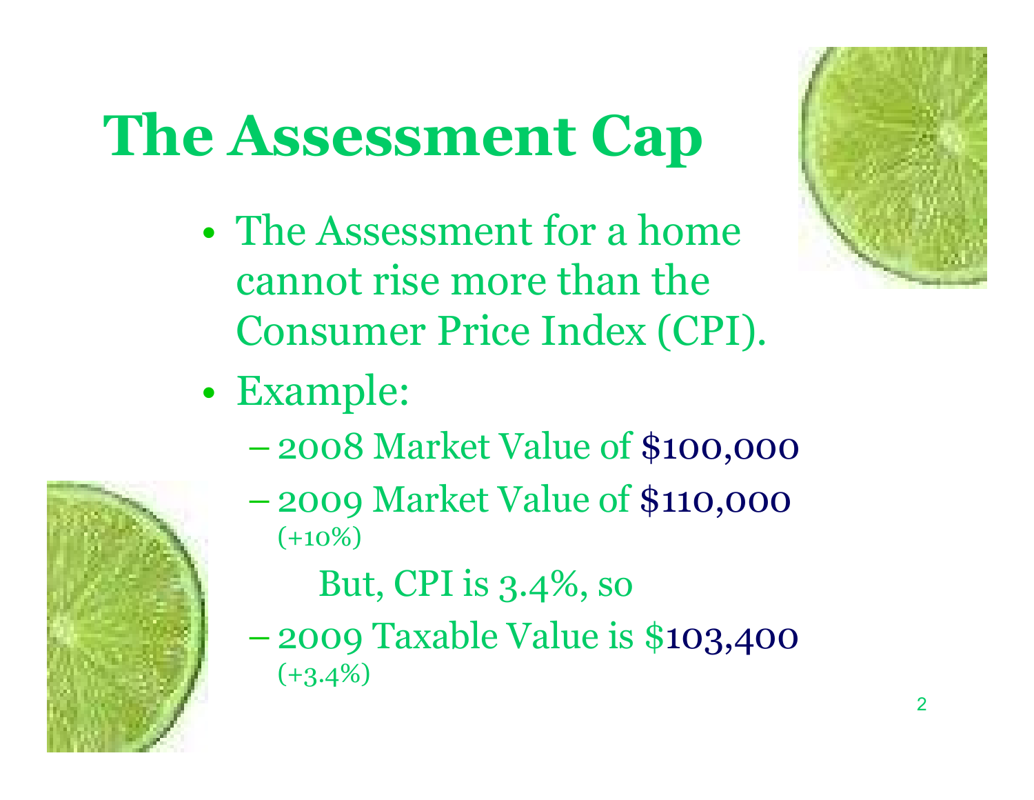# The Assessment Cap

- The Assessment for a home cannot rise more than the Consumer Price Index (CPI).
- Example:
  - 2008 Market Value of $100,000
  - 2009 Market Value of $110,000 (+10%)

    But, CPI is 3.4%, so
  - 2009 Taxable Value is $103,400 (+3.4%)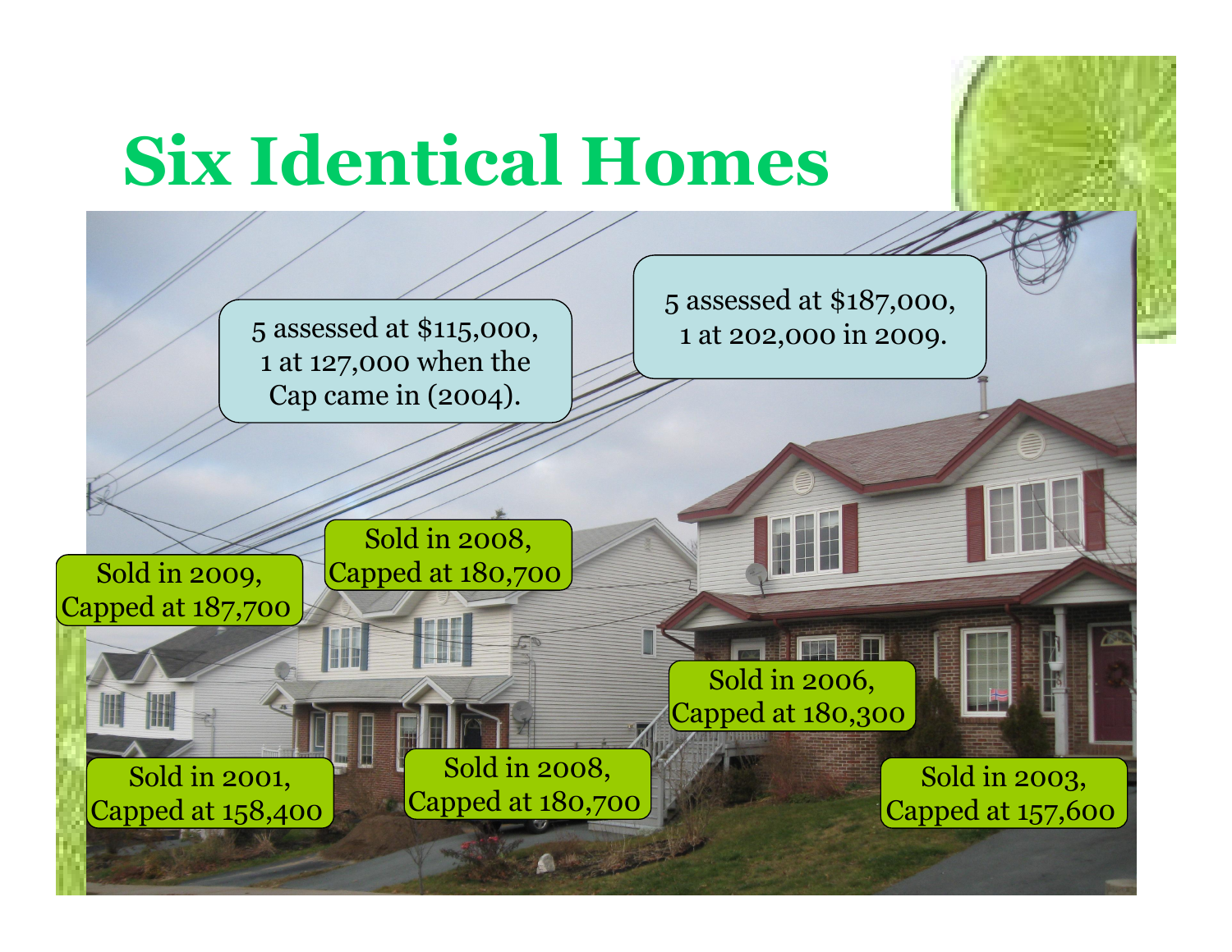# Six Identical Homes

5 assessed at $115,000, 1 at 127,000 when the Cap came in (2004).

5 assessed at $187,000, 1 at 202,000 in 2009.

Sold in 2009, Capped at 187,700

Sold in 2008, Capped at 180,700

Sold in 2006, Capped at 180,300

Sold in 2001, Capped at 158,400

Sold in 2008, Capped at 180,700

Sold in 2003, Capped at 157,600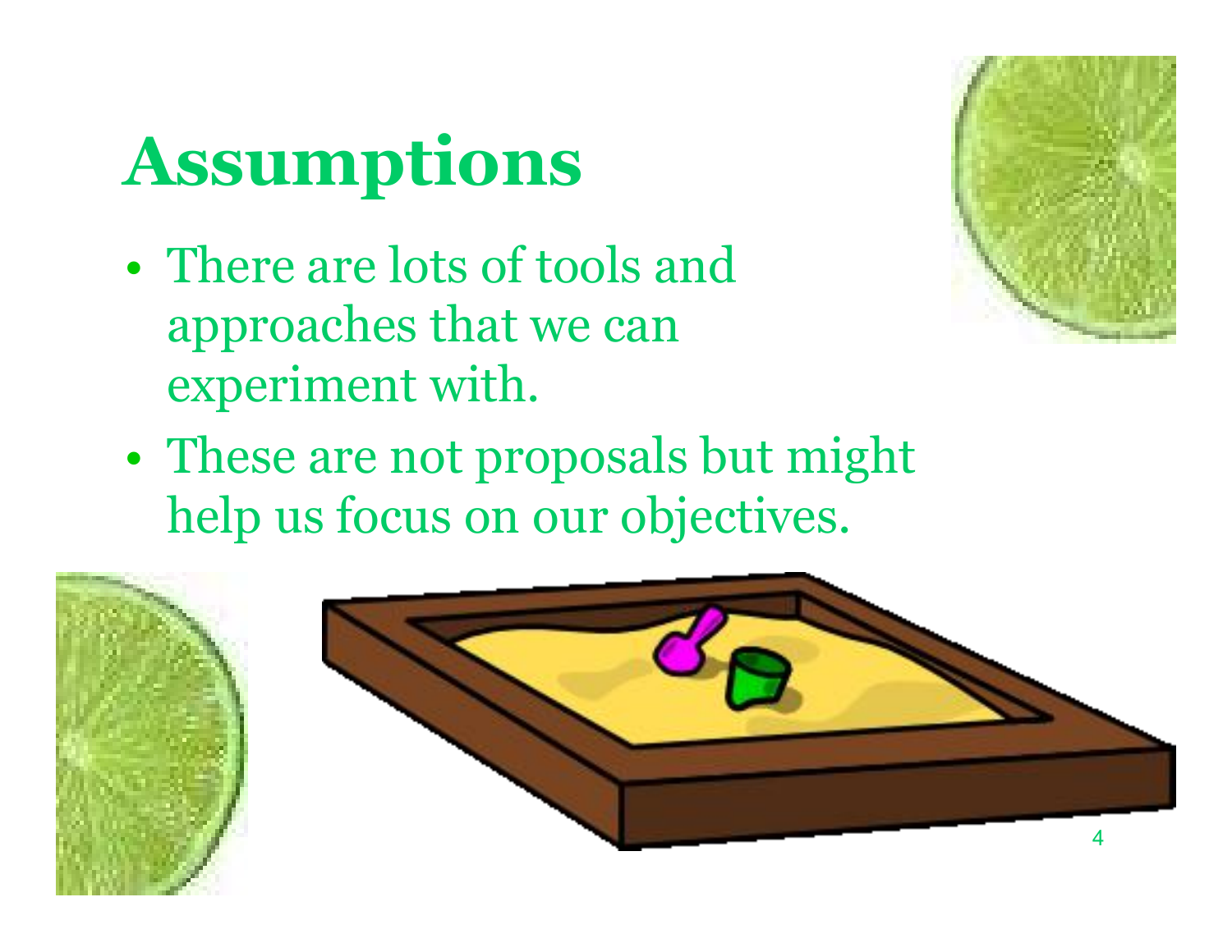# Assumptions

- There are lots of tools and approaches that we can experiment with.
- These are not proposals but might help us focus on our objectives.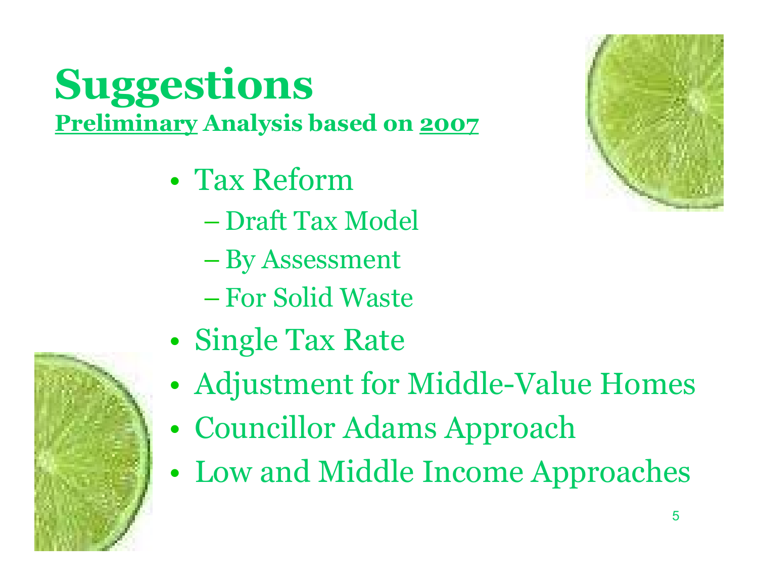# Suggestions

**Preliminary Analysis based on 2007**

- Tax Reform
  - Draft Tax Model
  - By Assessment
  - For Solid Waste
- Single Tax Rate
- Adjustment for Middle-Value Homes
- Councillor Adams Approach
- Low and Middle Income Approaches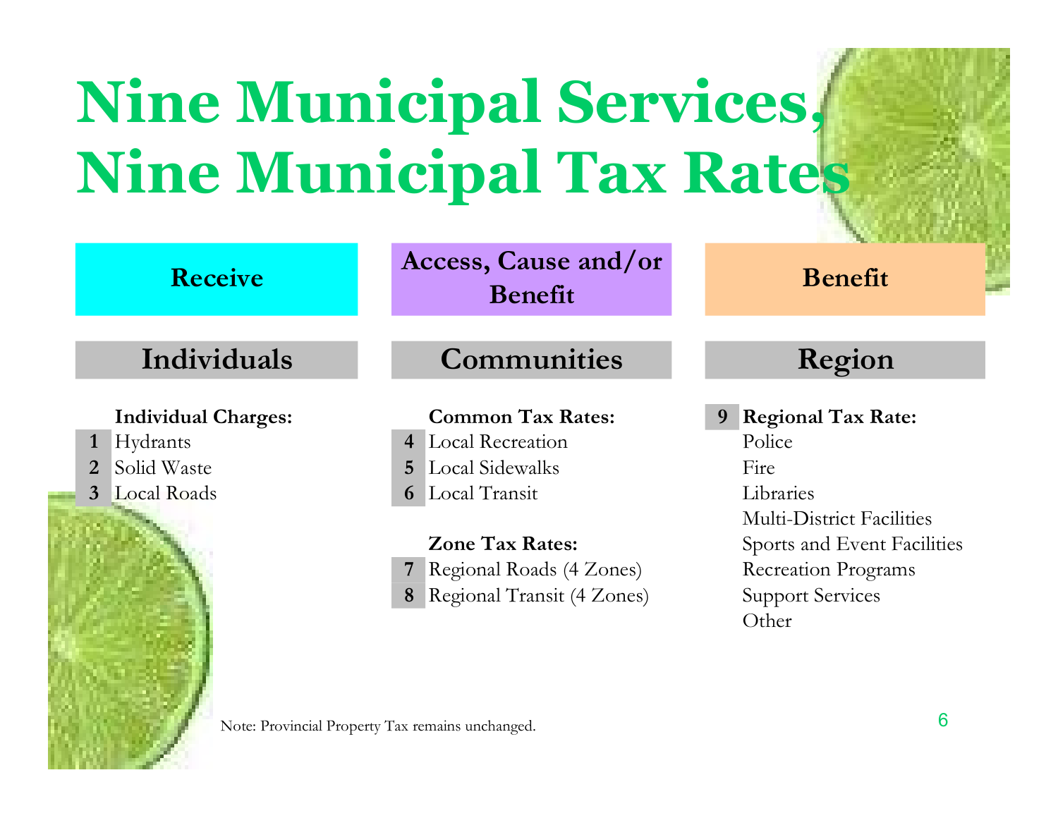# Nine Municipal Services, Nine Municipal Tax Rates

| Receive | Access, Cause and/or Benefit | Benefit |
|---|---|---|
| **Individuals** | **Communities** | **Region** |

### Individuals

**Individual Charges:**

1. Hydrants
2. Solid Waste
3. Local Roads

### Communities

**Common Tax Rates:**

4. Local Recreation
5. Local Sidewalks
6. Local Transit

**Zone Tax Rates:**

7. Regional Roads (4 Zones)
8. Regional Transit (4 Zones)

### Region

9. **Regional Tax Rate:**
   - Police
   - Fire
   - Libraries
   - Multi-District Facilities
   - Sports and Event Facilities
   - Recreation Programs
   - Support Services
   - Other

Note: Provincial Property Tax remains unchanged.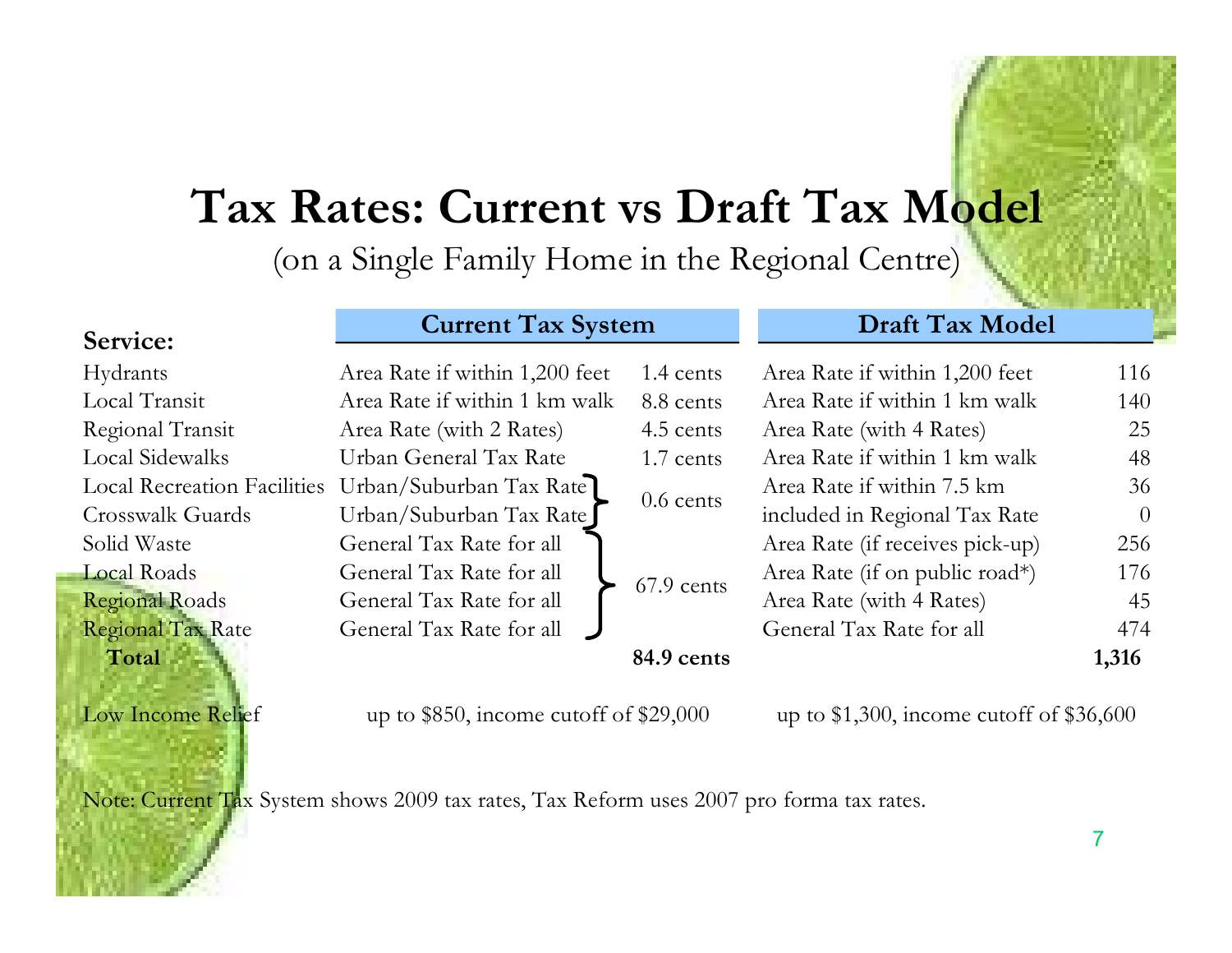# Tax Rates: Current vs Draft Tax Model

(on a Single Family Home in the Regional Centre)

| Service: | Current Tax System | | Draft Tax Model | |
|---|---|---|---|---|
| Hydrants | Area Rate if within 1,200 feet | 1.4 cents | Area Rate if within 1,200 feet | 116 |
| Local Transit | Area Rate if within 1 km walk | 8.8 cents | Area Rate if within 1 km walk | 140 |
| Regional Transit | Area Rate (with 2 Rates) | 4.5 cents | Area Rate (with 4 Rates) | 25 |
| Local Sidewalks | Urban General Tax Rate | 1.7 cents | Area Rate if within 1 km walk | 48 |
| Local Recreation Facilities | Urban/Suburban Tax Rate | 0.6 cents | Area Rate if within 7.5 km | 36 |
| Crosswalk Guards | Urban/Suburban Tax Rate | | included in Regional Tax Rate | 0 |
| Solid Waste | General Tax Rate for all | 67.9 cents | Area Rate (if receives pick-up) | 256 |
| Local Roads | General Tax Rate for all | | Area Rate (if on public road*) | 176 |
| Regional Roads | General Tax Rate for all | | Area Rate (with 4 Rates) | 45 |
| Regional Tax Rate | General Tax Rate for all | | General Tax Rate for all | 474 |
| **Total** | | **84.9 cents** | | **1,316** |
| Low Income Relief | up to $850, income cutoff of $29,000 | | up to $1,300, income cutoff of $36,600 | |

Note: Current Tax System shows 2009 tax rates, Tax Reform uses 2007 pro forma tax rates.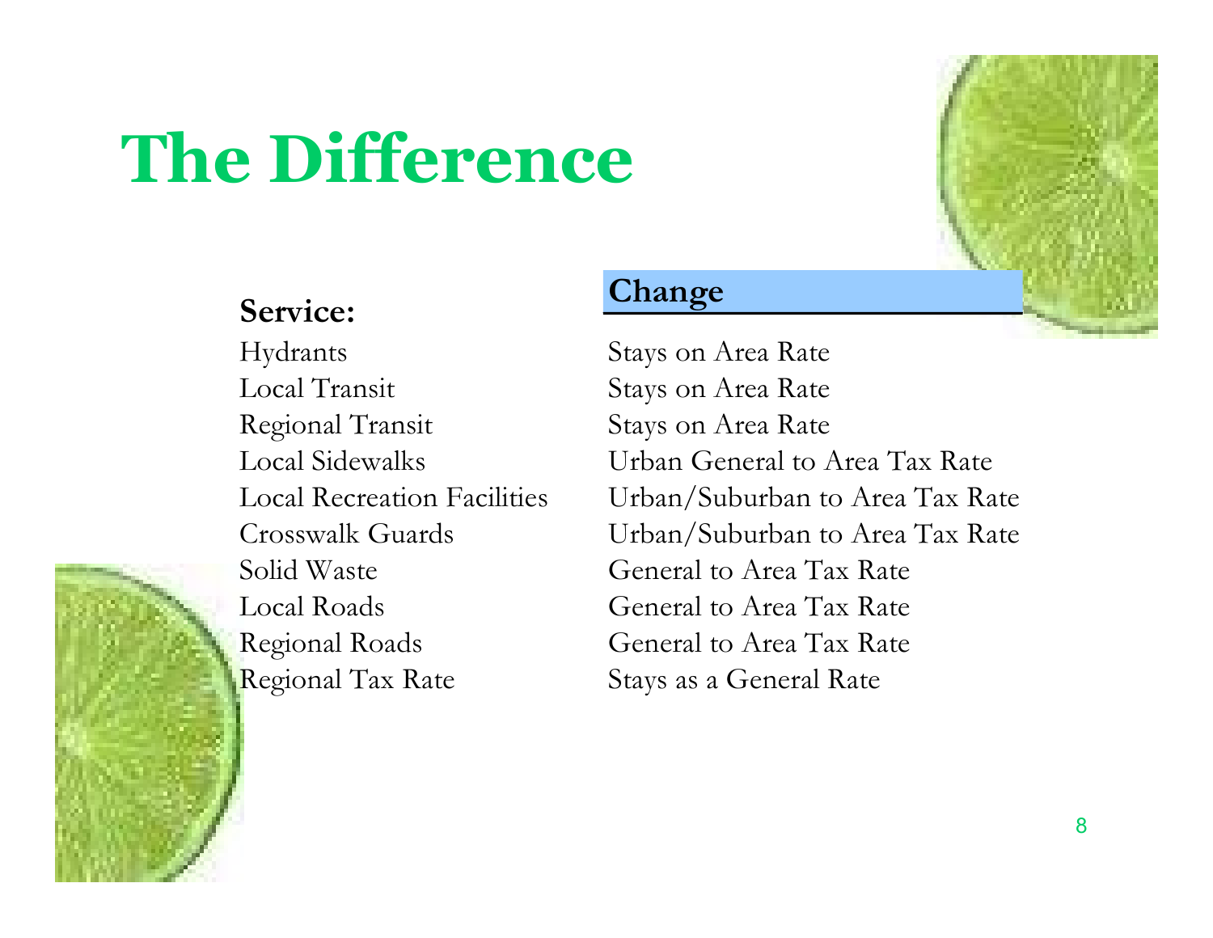# The Difference

| Service: | Change |
|---|---|
| Hydrants | Stays on Area Rate |
| Local Transit | Stays on Area Rate |
| Regional Transit | Stays on Area Rate |
| Local Sidewalks | Urban General to Area Tax Rate |
| Local Recreation Facilities | Urban/Suburban to Area Tax Rate |
| Crosswalk Guards | Urban/Suburban to Area Tax Rate |
| Solid Waste | General to Area Tax Rate |
| Local Roads | General to Area Tax Rate |
| Regional Roads | General to Area Tax Rate |
| Regional Tax Rate | Stays as a General Rate |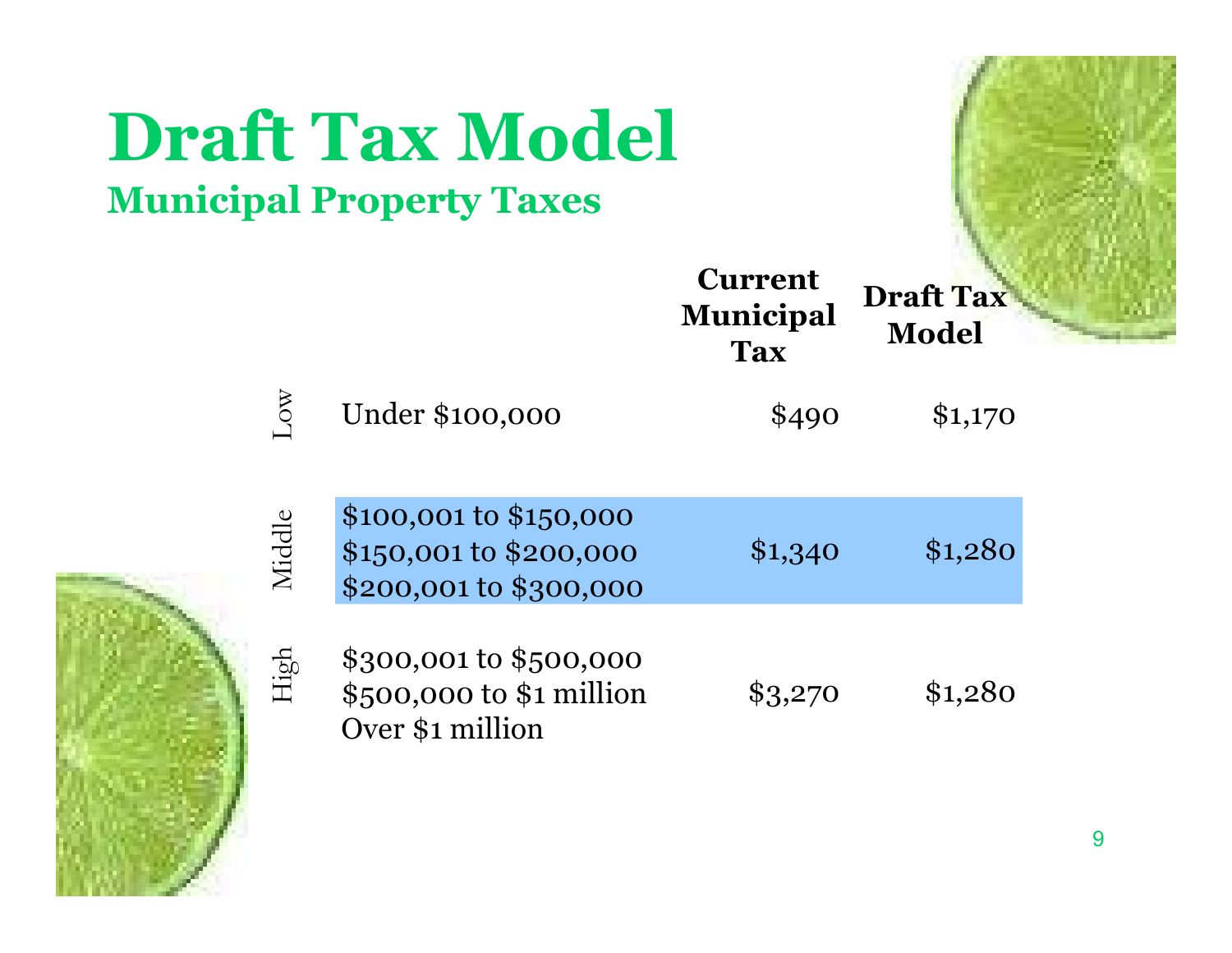# Draft Tax Model

## Municipal Property Taxes

| | | Current Municipal Tax | Draft Tax Model |
|---|---|---|---|
| Low | Under $100,000 | $490 | $1,170 |
| Middle | $100,001 to $150,000<br>$150,001 to $200,000<br>$200,001 to $300,000 | $1,340 | $1,280 |
| High | $300,001 to $500,000<br>$500,000 to $1 million<br>Over $1 million | $3,270 | $1,280 |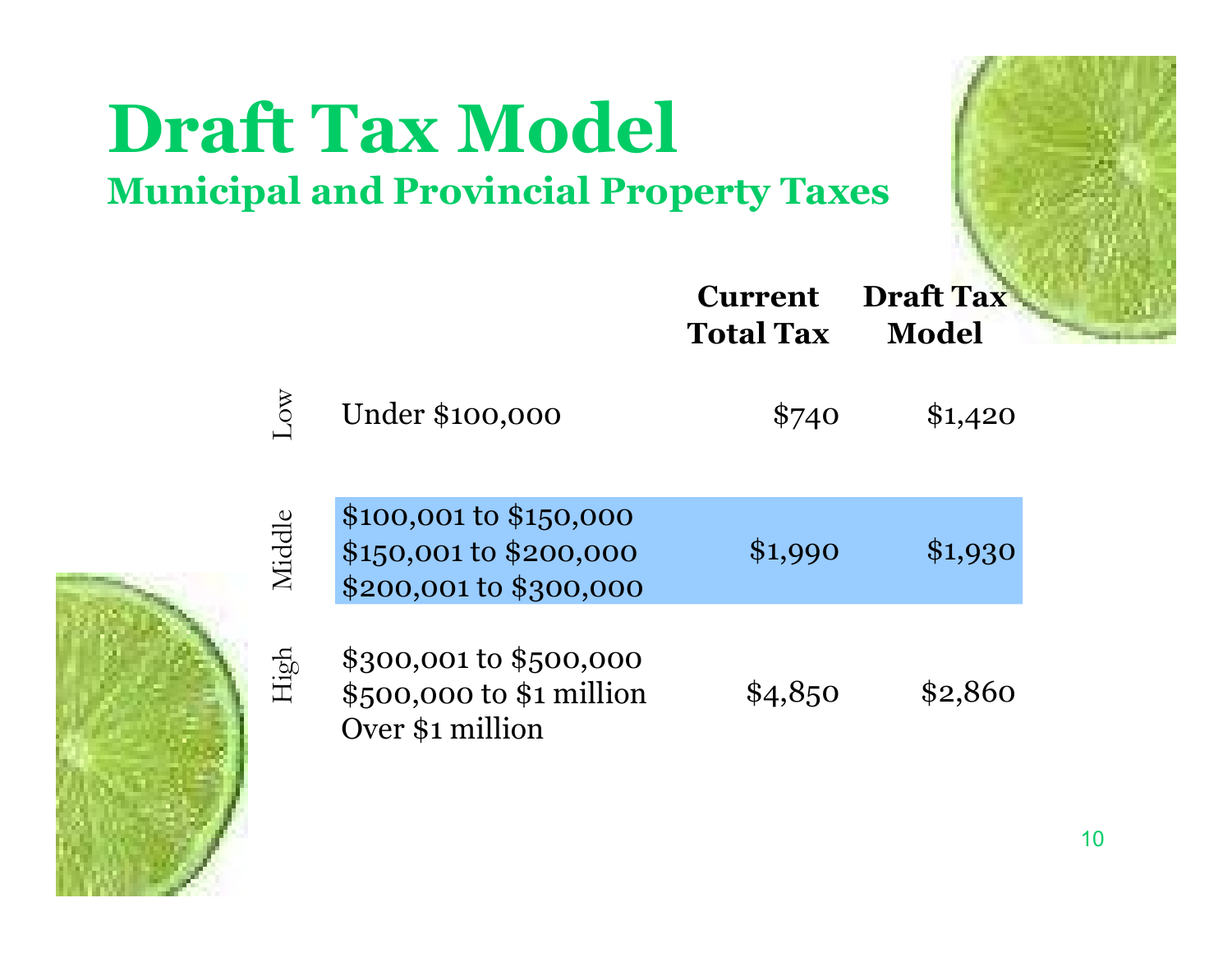# Draft Tax Model

## Municipal and Provincial Property Taxes

| | | Current Total Tax | Draft Tax Model |
|---|---|---|---|
| Low | Under $100,000 | $740 | $1,420 |
| Middle | $100,001 to $150,000<br>$150,001 to $200,000<br>$200,001 to $300,000 | $1,990 | $1,930 |
| High | $300,001 to $500,000<br>$500,000 to $1 million<br>Over $1 million | $4,850 | $2,860 |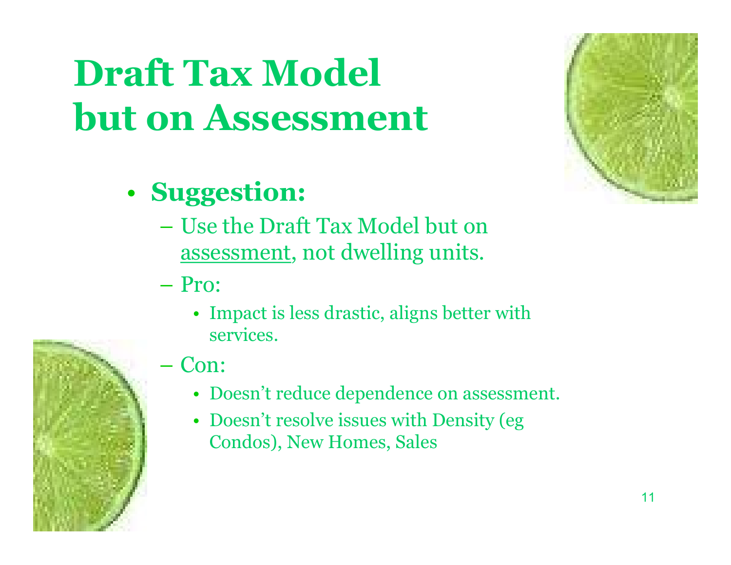# Draft Tax Model but on Assessment

- **Suggestion:**
  - Use the Draft Tax Model but on <u>assessment</u>, not dwelling units.
  - Pro:
    - Impact is less drastic, aligns better with services.
  - Con:
    - Doesn't reduce dependence on assessment.
    - Doesn't resolve issues with Density (eg Condos), New Homes, Sales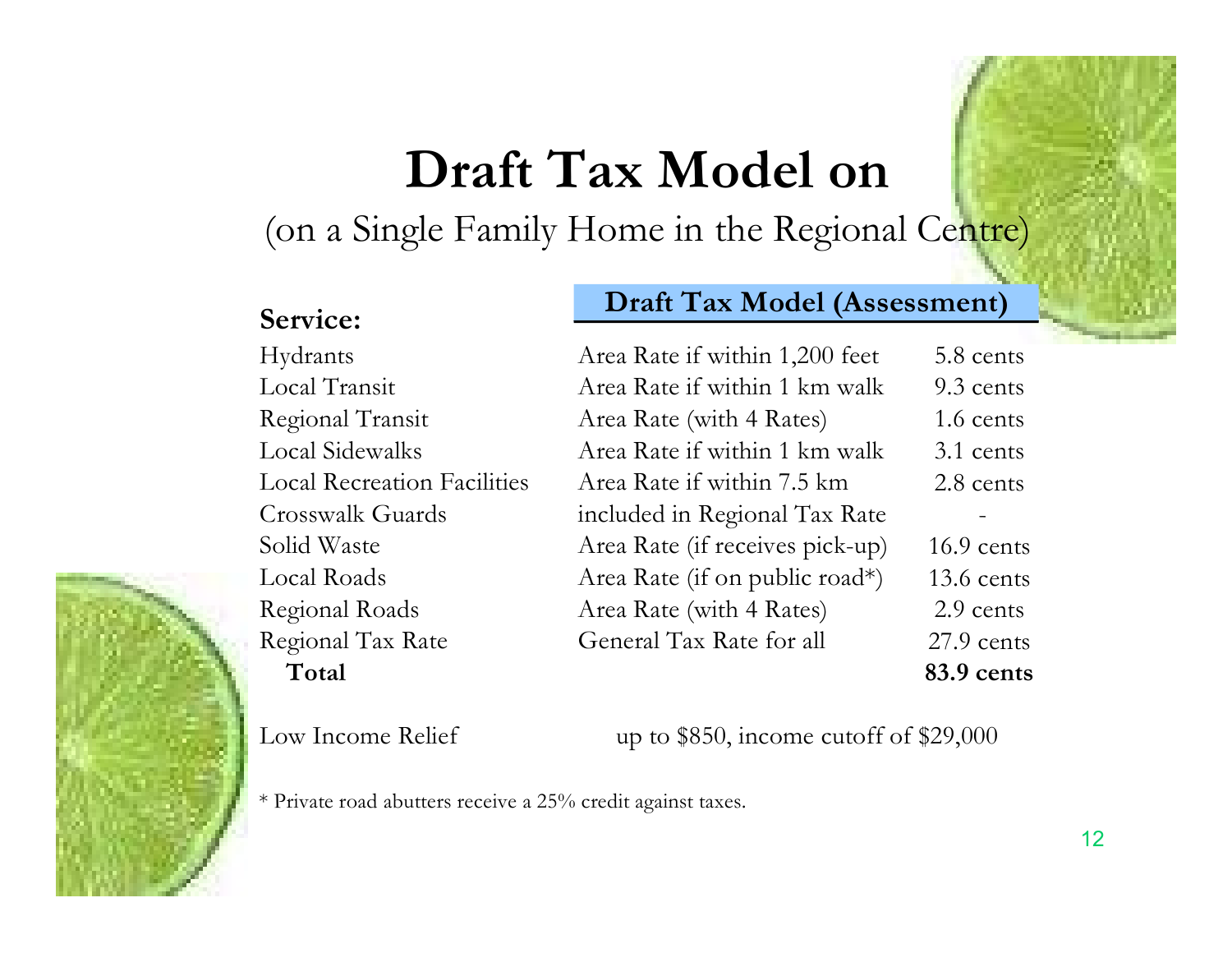# Draft Tax Model on

(on a Single Family Home in the Regional Centre)

| Service: | Draft Tax Model (Assessment) | |
|---|---|---|
| Hydrants | Area Rate if within 1,200 feet | 5.8 cents |
| Local Transit | Area Rate if within 1 km walk | 9.3 cents |
| Regional Transit | Area Rate (with 4 Rates) | 1.6 cents |
| Local Sidewalks | Area Rate if within 1 km walk | 3.1 cents |
| Local Recreation Facilities | Area Rate if within 7.5 km | 2.8 cents |
| Crosswalk Guards | included in Regional Tax Rate | - |
| Solid Waste | Area Rate (if receives pick-up) | 16.9 cents |
| Local Roads | Area Rate (if on public road*) | 13.6 cents |
| Regional Roads | Area Rate (with 4 Rates) | 2.9 cents |
| Regional Tax Rate | General Tax Rate for all | 27.9 cents |
| **Total** | | **83.9 cents** |

Low Income Relief — up to $850, income cutoff of $29,000

* Private road abutters receive a 25% credit against taxes.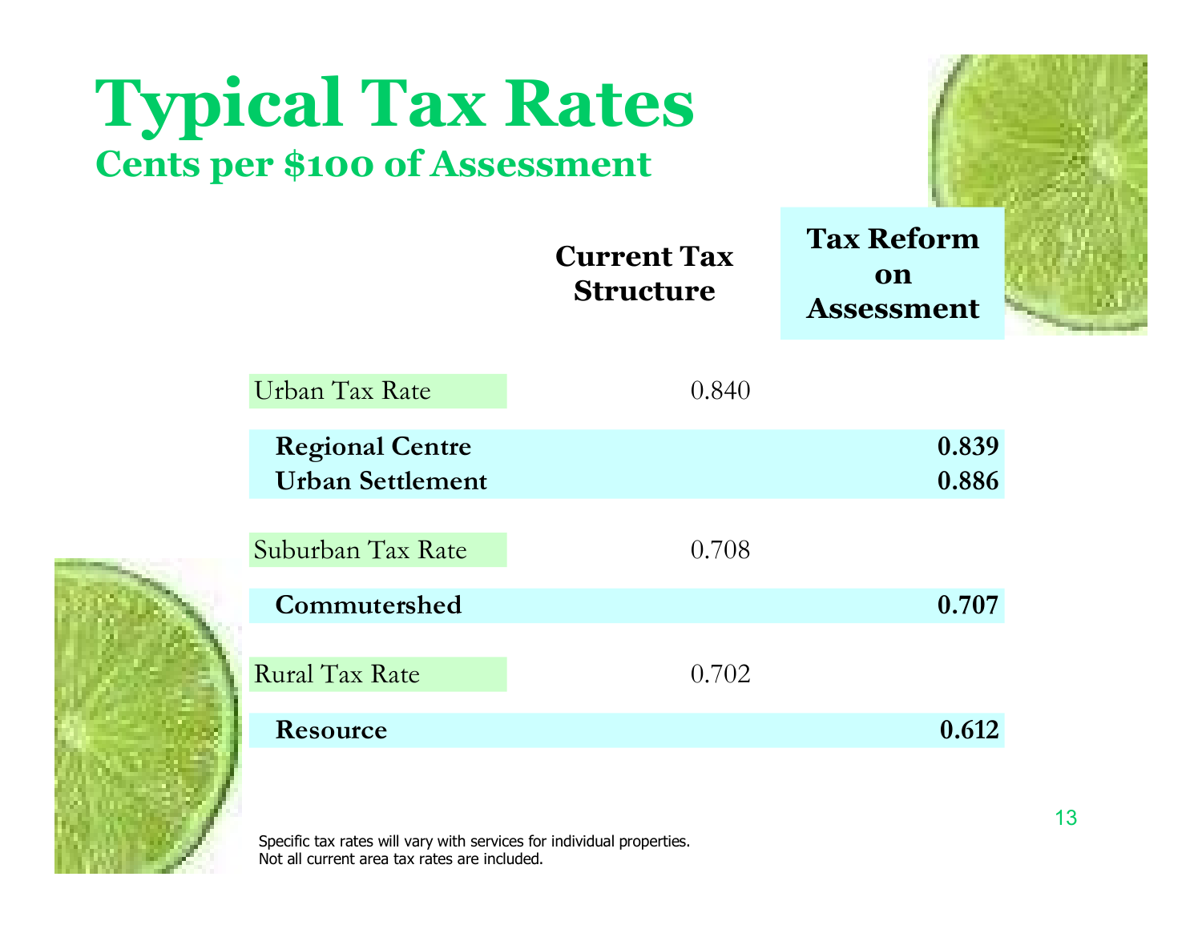# Typical Tax Rates

## Cents per $100 of Assessment

| | Current Tax Structure | Tax Reform on Assessment |
|---|---|---|
| Urban Tax Rate | 0.840 | |
| **Regional Centre** | | **0.839** |
| **Urban Settlement** | | **0.886** |
| Suburban Tax Rate | 0.708 | |
| **Commutershed** | | **0.707** |
| Rural Tax Rate | 0.702 | |
| **Resource** | | **0.612** |

Specific tax rates will vary with services for individual properties.
Not all current area tax rates are included.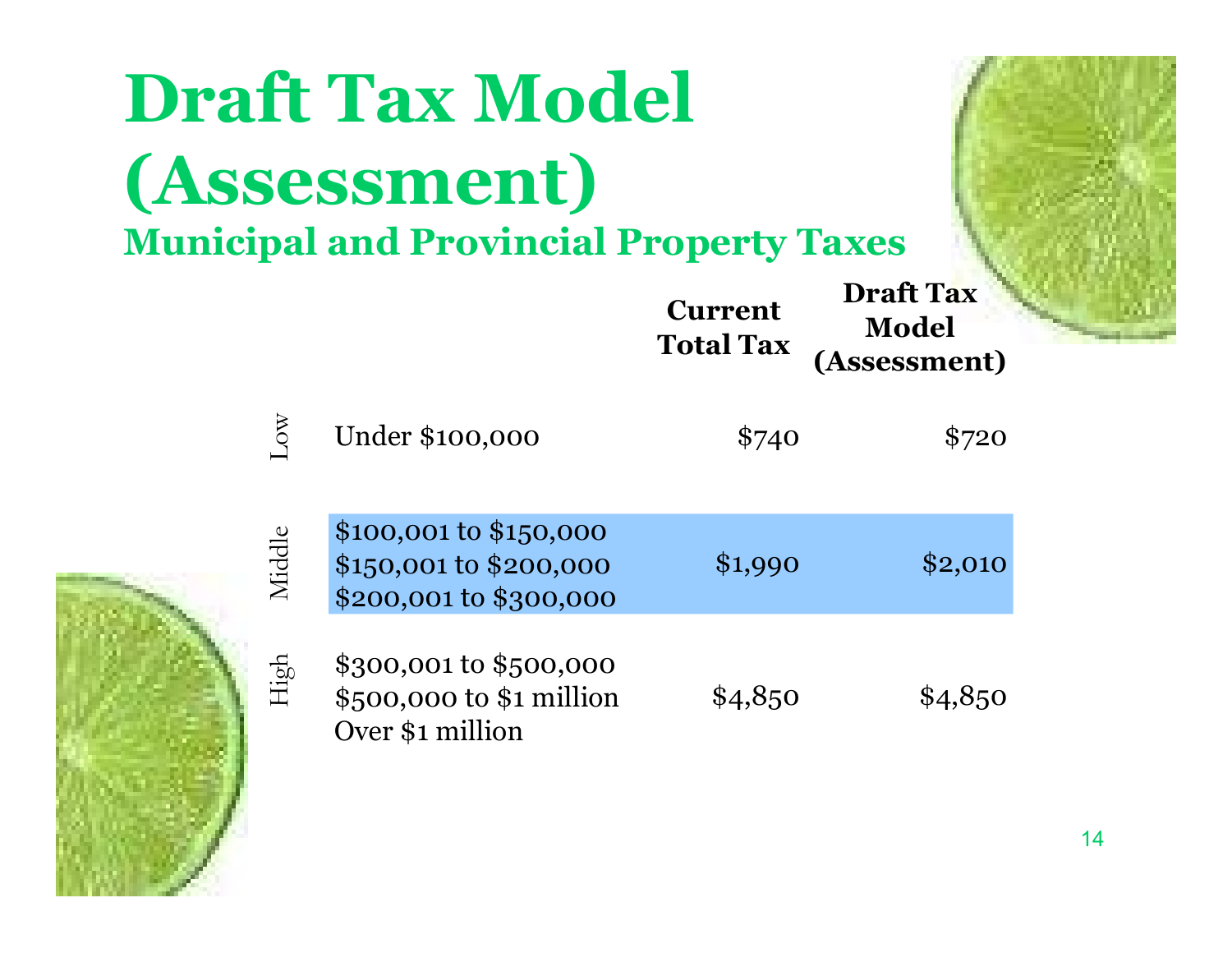# Draft Tax Model (Assessment)

## Municipal and Provincial Property Taxes

| | | Current Total Tax | Draft Tax Model (Assessment) |
|---|---|---|---|
| Low | Under $100,000 | $740 | $720 |
| Middle | $100,001 to $150,000<br>$150,001 to $200,000<br>$200,001 to $300,000 | $1,990 | $2,010 |
| High | $300,001 to $500,000<br>$500,000 to $1 million<br>Over $1 million | $4,850 | $4,850 |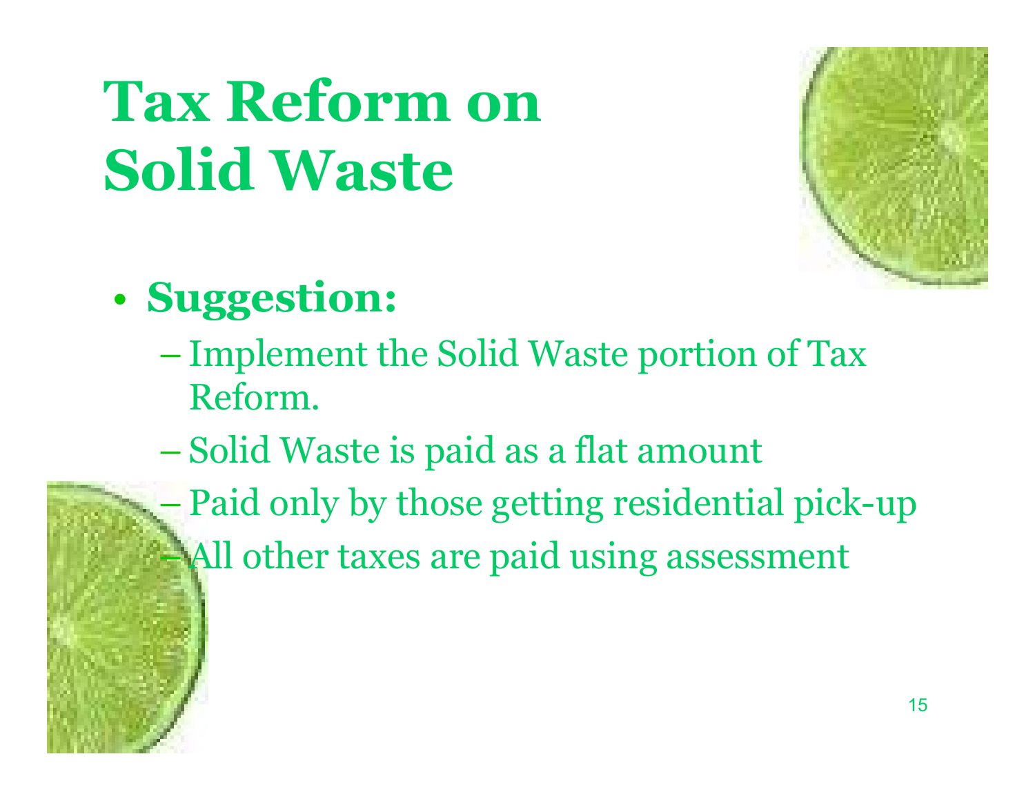# Tax Reform on Solid Waste

- **Suggestion:**
  - Implement the Solid Waste portion of Tax Reform.
  - Solid Waste is paid as a flat amount
  - Paid only by those getting residential pick-up
  - All other taxes are paid using assessment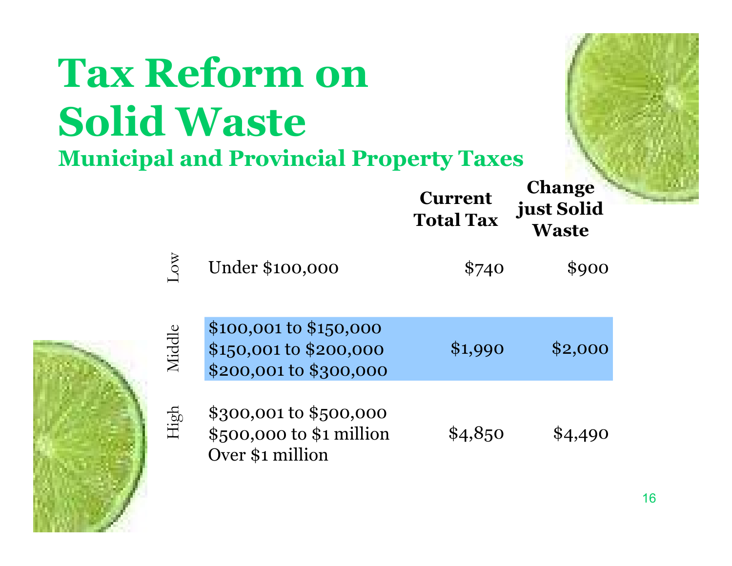# Tax Reform on Solid Waste

## Municipal and Provincial Property Taxes

| | | Current Total Tax | Change just Solid Waste |
|---|---|---|---|
| Low | Under $100,000 | $740 | $900 |
| Middle | $100,001 to $150,000<br>$150,001 to $200,000<br>$200,001 to $300,000 | $1,990 | $2,000 |
| High | $300,001 to $500,000<br>$500,000 to $1 million<br>Over $1 million | $4,850 | $4,490 |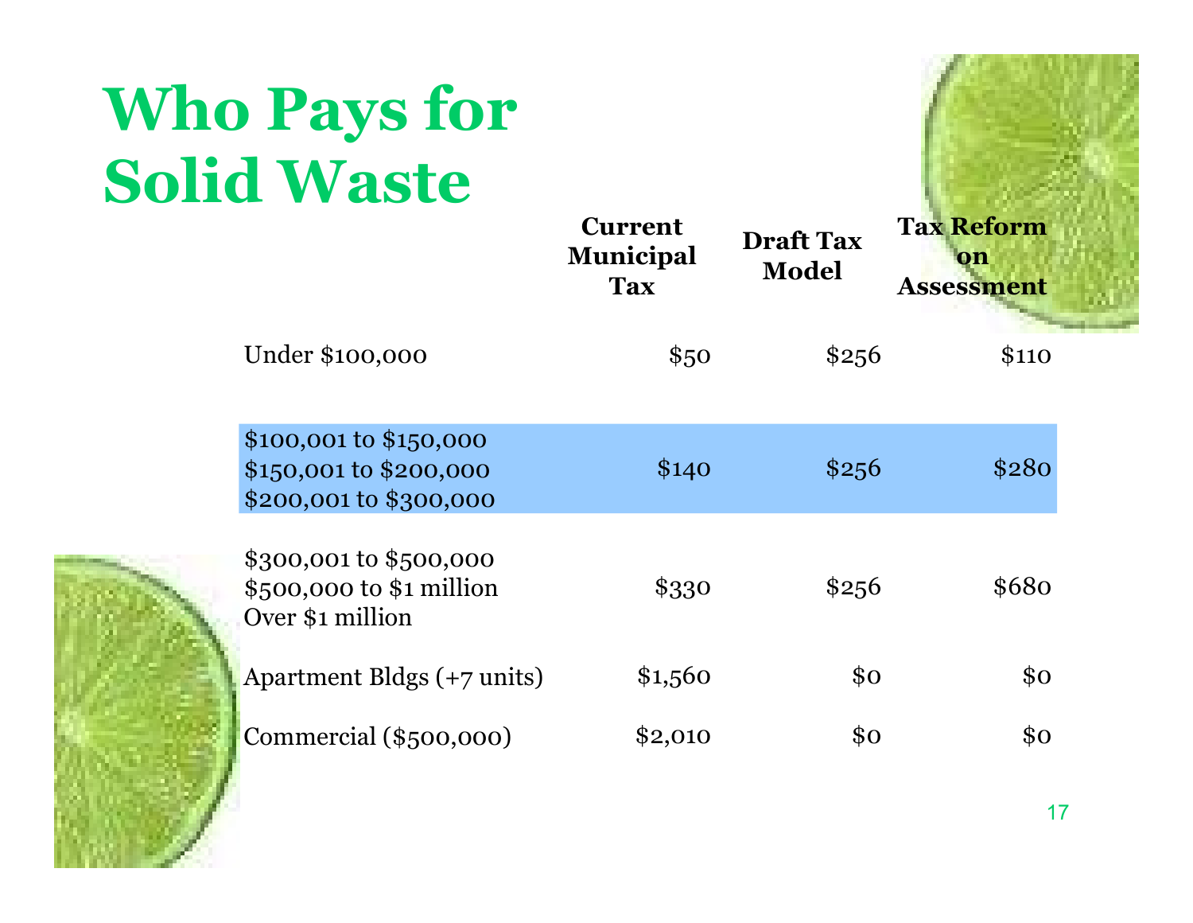# Who Pays for Solid Waste

| | Current Municipal Tax | Draft Tax Model | Tax Reform on Assessment |
|---|---|---|---|
| Under $100,000 | $50 | $256 | $110 |
| $100,001 to $150,000<br>$150,001 to $200,000<br>$200,001 to $300,000 | $140 | $256 | $280 |
| $300,001 to $500,000<br>$500,000 to $1 million<br>Over $1 million | $330 | $256 | $680 |
| Apartment Bldgs (+7 units) | $1,560 | $0 | $0 |
| Commercial ($500,000) | $2,010 | $0 | $0 |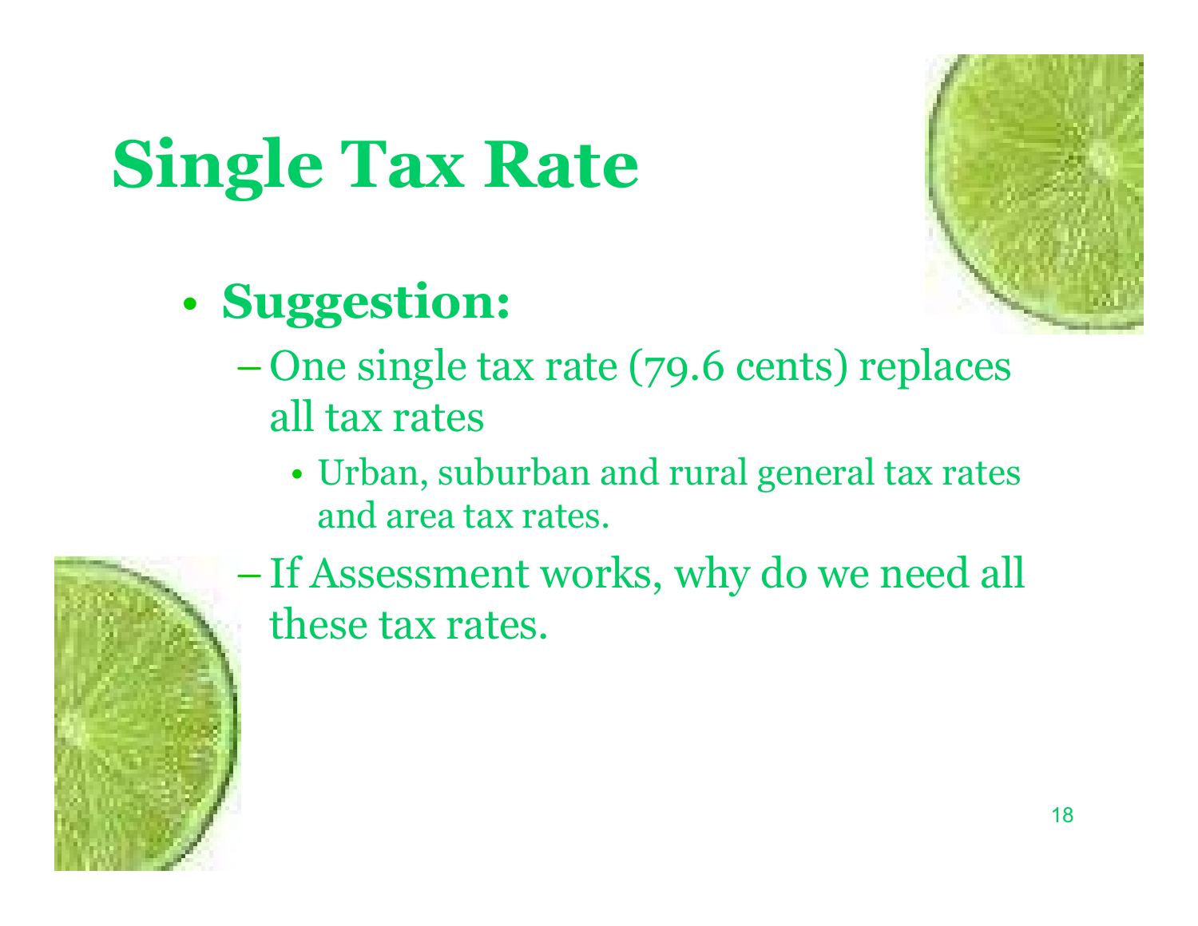# Single Tax Rate

- **Suggestion:**
  - One single tax rate (79.6 cents) replaces all tax rates
    - Urban, suburban and rural general tax rates and area tax rates.
  - If Assessment works, why do we need all these tax rates.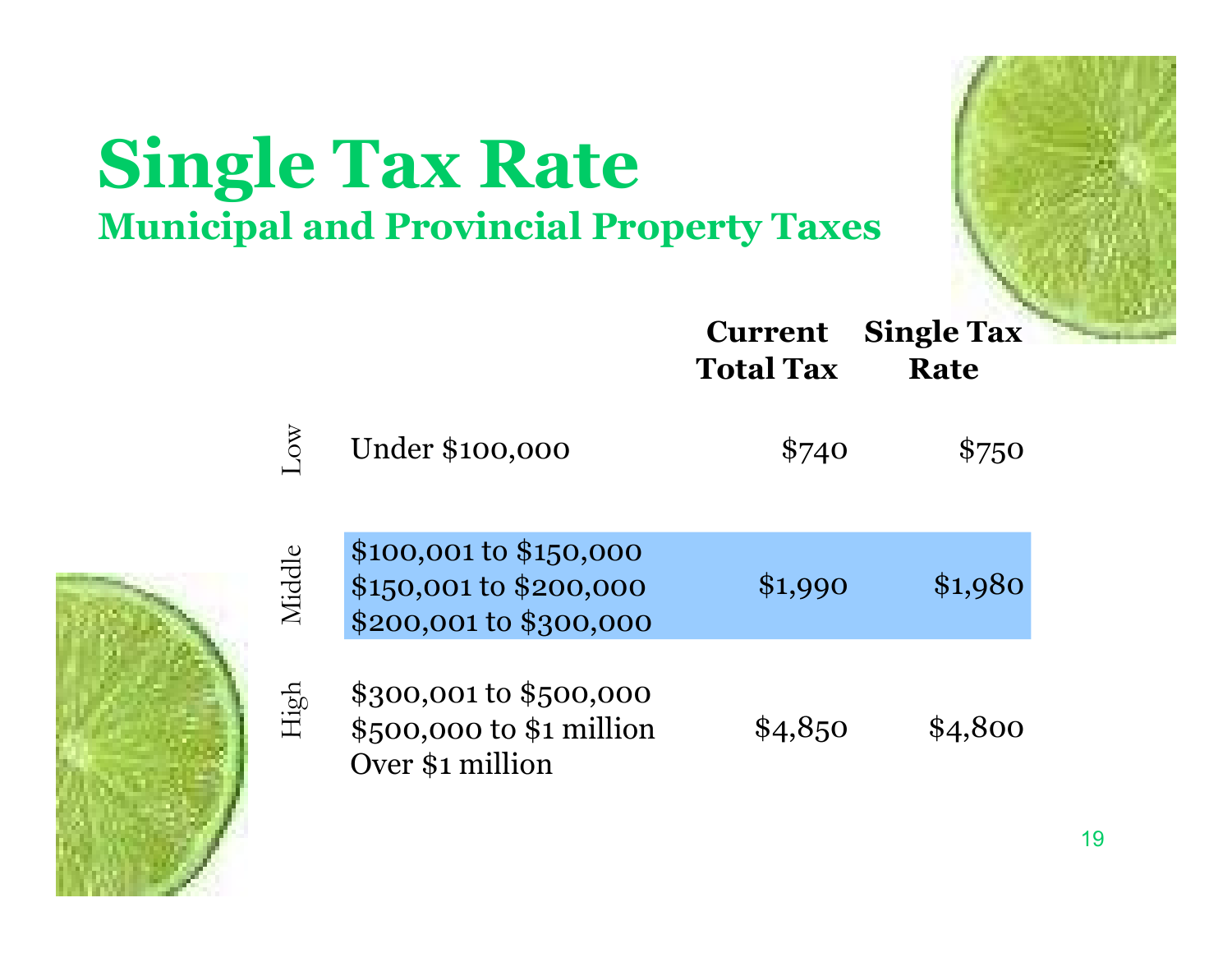# Single Tax Rate

## Municipal and Provincial Property Taxes

| | | Current Total Tax | Single Tax Rate |
|---|---|---|---|
| Low | Under $100,000 | $740 | $750 |
| Middle | $100,001 to $150,000<br>$150,001 to $200,000<br>$200,001 to $300,000 | $1,990 | $1,980 |
| High | $300,001 to $500,000<br>$500,000 to $1 million<br>Over $1 million | $4,850 | $4,800 |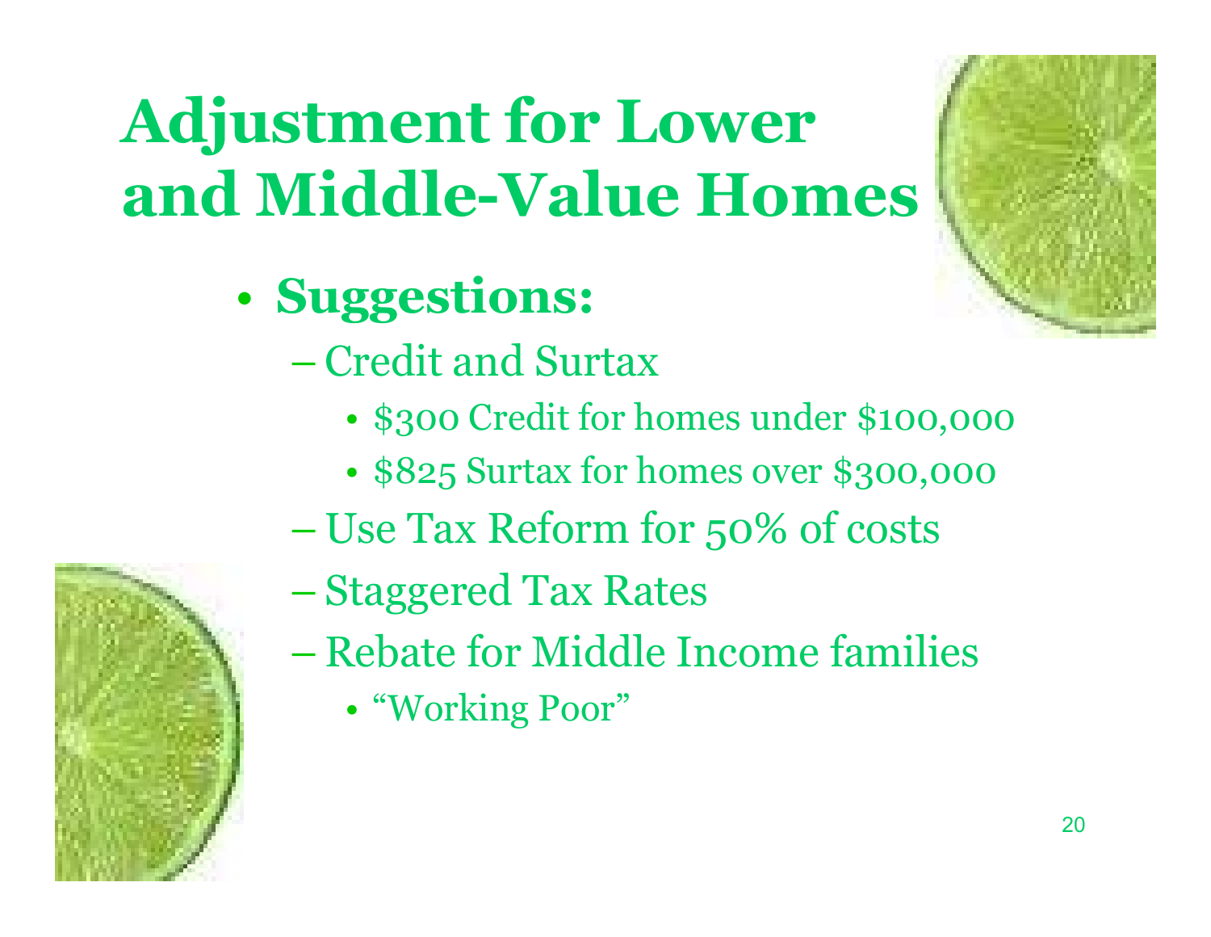# Adjustment for Lower and Middle-Value Homes

- **Suggestions:**
  - Credit and Surtax
    - $300 Credit for homes under $100,000
    - $825 Surtax for homes over $300,000
  - Use Tax Reform for 50% of costs
  - Staggered Tax Rates
  - Rebate for Middle Income families
    - "Working Poor"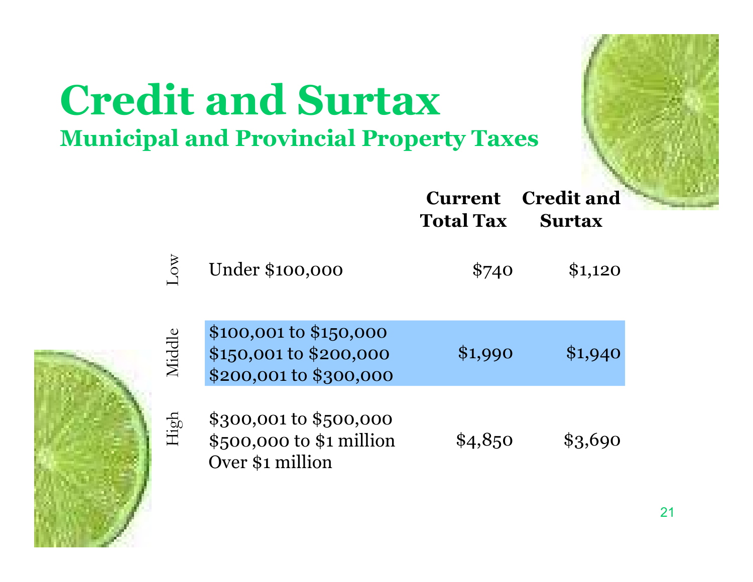# Credit and Surtax

## Municipal and Provincial Property Taxes

| | | Current Total Tax | Credit and Surtax |
|---|---|---|---|
| Low | Under $100,000 | $740 | $1,120 |
| Middle | $100,001 to $150,000<br>$150,001 to $200,000<br>$200,001 to $300,000 | $1,990 | $1,940 |
| High | $300,001 to $500,000<br>$500,000 to $1 million<br>Over $1 million | $4,850 | $3,690 |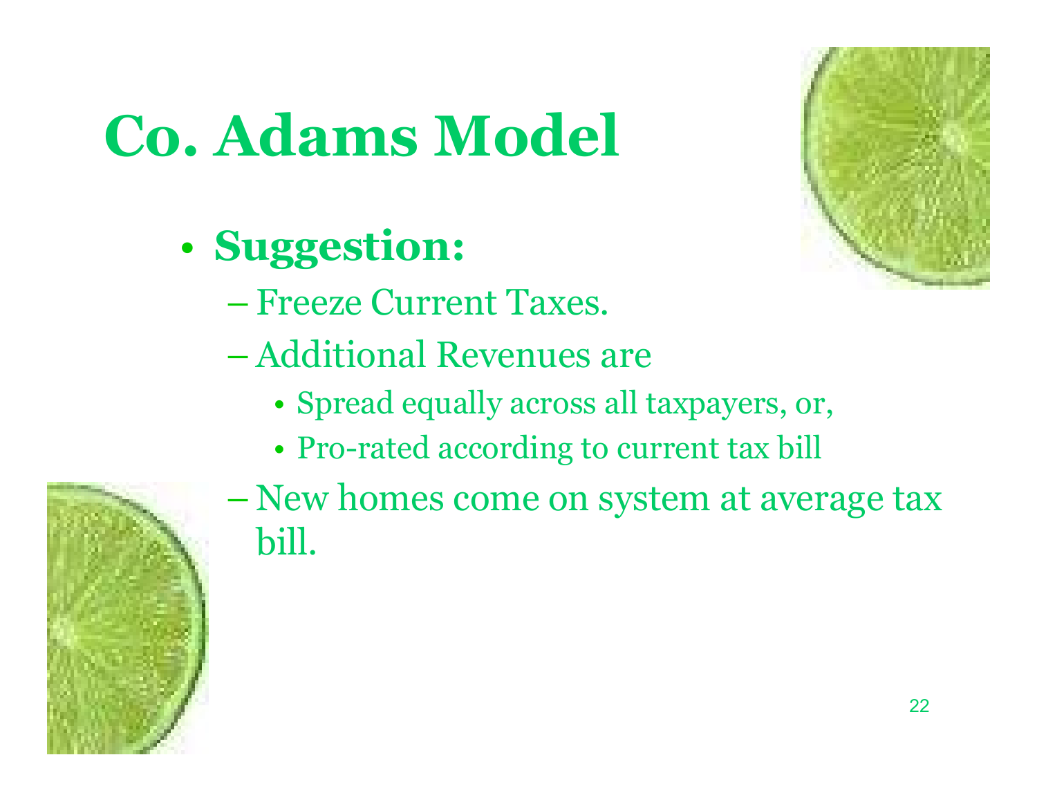# Co. Adams Model

- **Suggestion:**
  - Freeze Current Taxes.
  - Additional Revenues are
    - Spread equally across all taxpayers, or,
    - Pro-rated according to current tax bill
  - New homes come on system at average tax bill.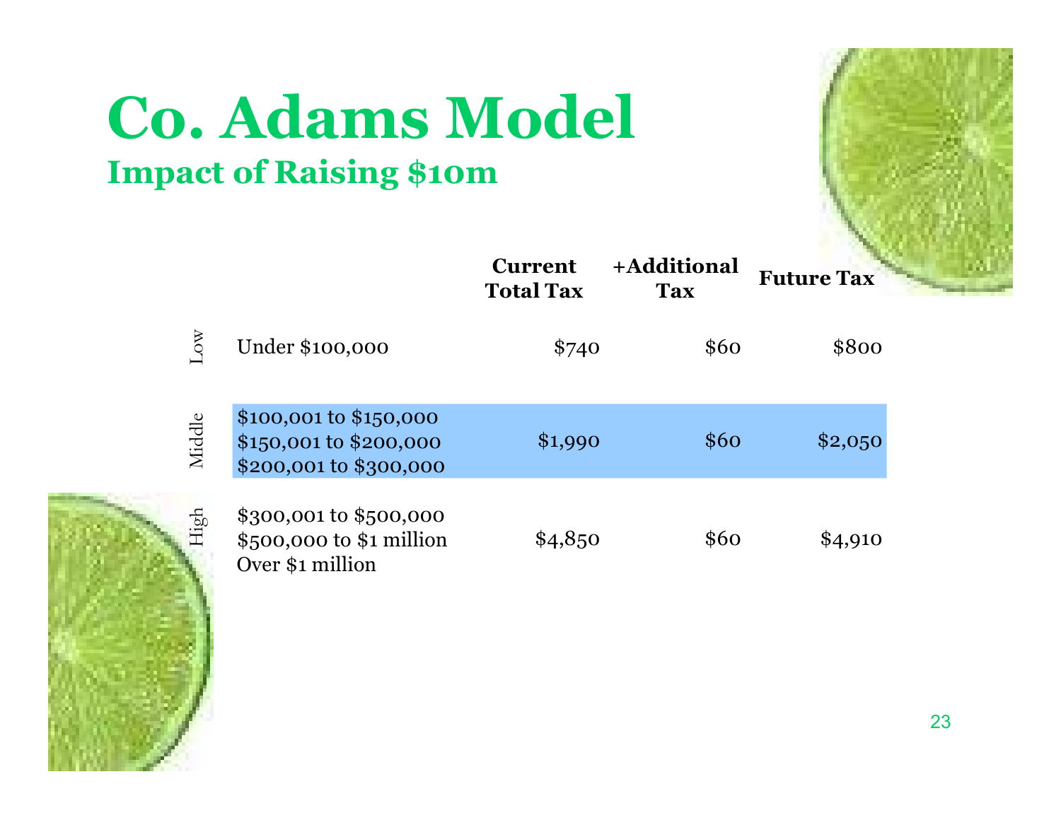# Co. Adams Model

## Impact of Raising $10m

| | | Current Total Tax | +Additional Tax | Future Tax |
|---|---|---|---|---|
| Low | Under $100,000 | $740 | $60 | $800 |
| Middle | $100,001 to $150,000<br>$150,001 to $200,000<br>$200,001 to $300,000 | $1,990 | $60 | $2,050 |
| High | $300,001 to $500,000<br>$500,000 to $1 million<br>Over $1 million | $4,850 | $60 | $4,910 |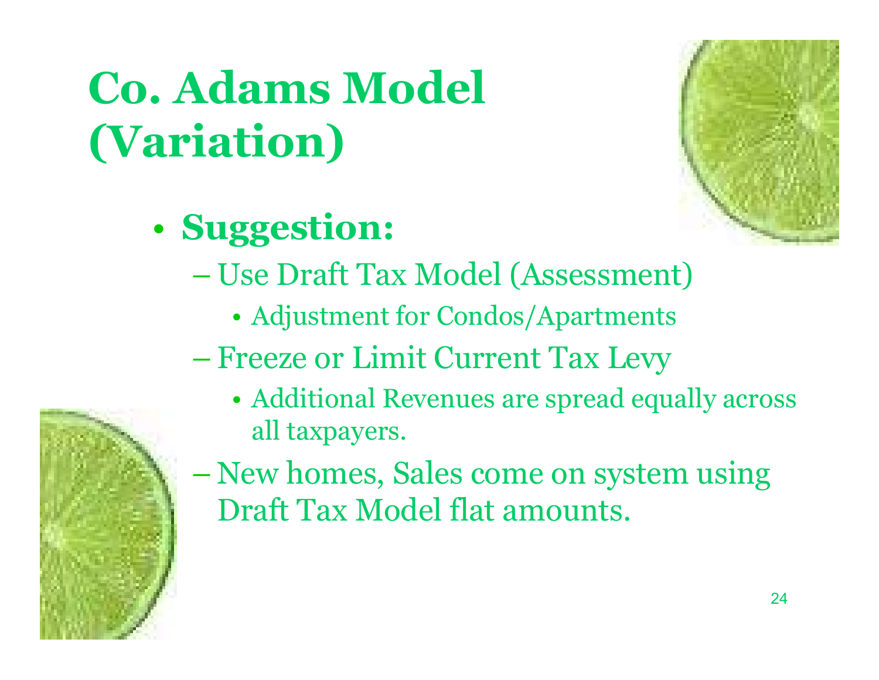# Co. Adams Model (Variation)

- **Suggestion:**
  - Use Draft Tax Model (Assessment)
    - Adjustment for Condos/Apartments
  - Freeze or Limit Current Tax Levy
    - Additional Revenues are spread equally across all taxpayers.
  - New homes, Sales come on system using Draft Tax Model flat amounts.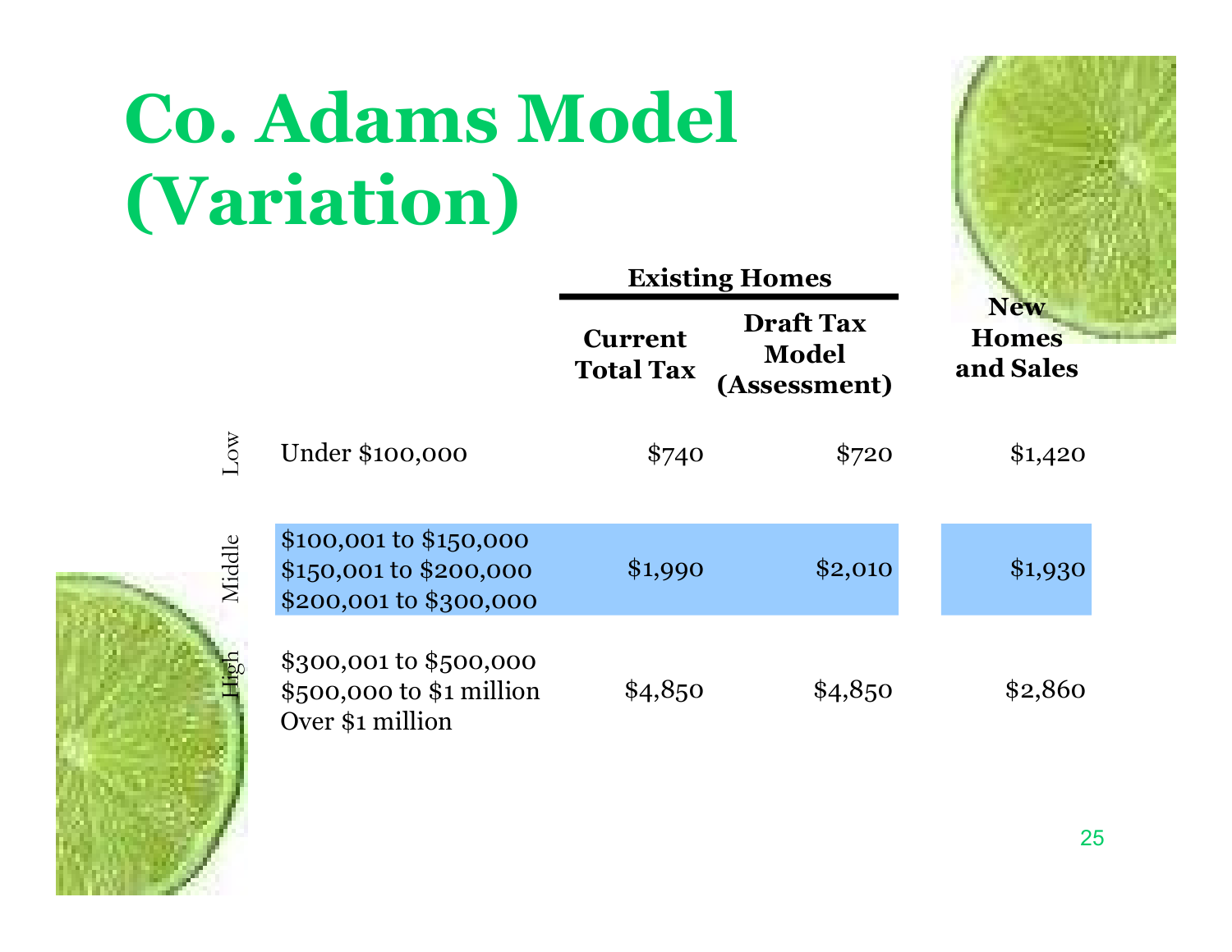# Co. Adams Model (Variation)

| | | Existing Homes | | |
|---|---|---|---|---|
| | | Current Total Tax | Draft Tax Model (Assessment) | New Homes and Sales |
| Low | Under $100,000 | $740 | $720 | $1,420 |
| Middle | $100,001 to $150,000<br>$150,001 to $200,000<br>$200,001 to $300,000 | $1,990 | $2,010 | $1,930 |
| High | $300,001 to $500,000<br>$500,000 to $1 million<br>Over $1 million | $4,850 | $4,850 | $2,860 |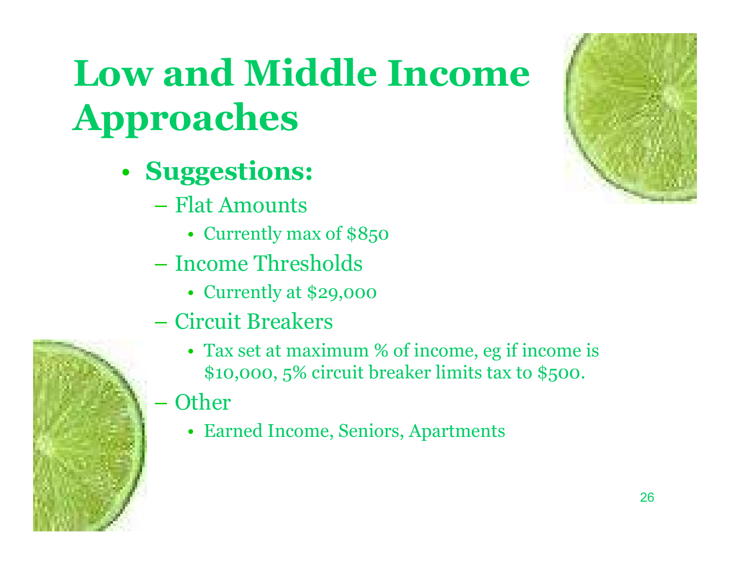# Low and Middle Income Approaches

- **Suggestions:**
  - Flat Amounts
    - Currently max of $850
  - Income Thresholds
    - Currently at $29,000
  - Circuit Breakers
    - Tax set at maximum % of income, eg if income is $10,000, 5% circuit breaker limits tax to $500.
  - Other
    - Earned Income, Seniors, Apartments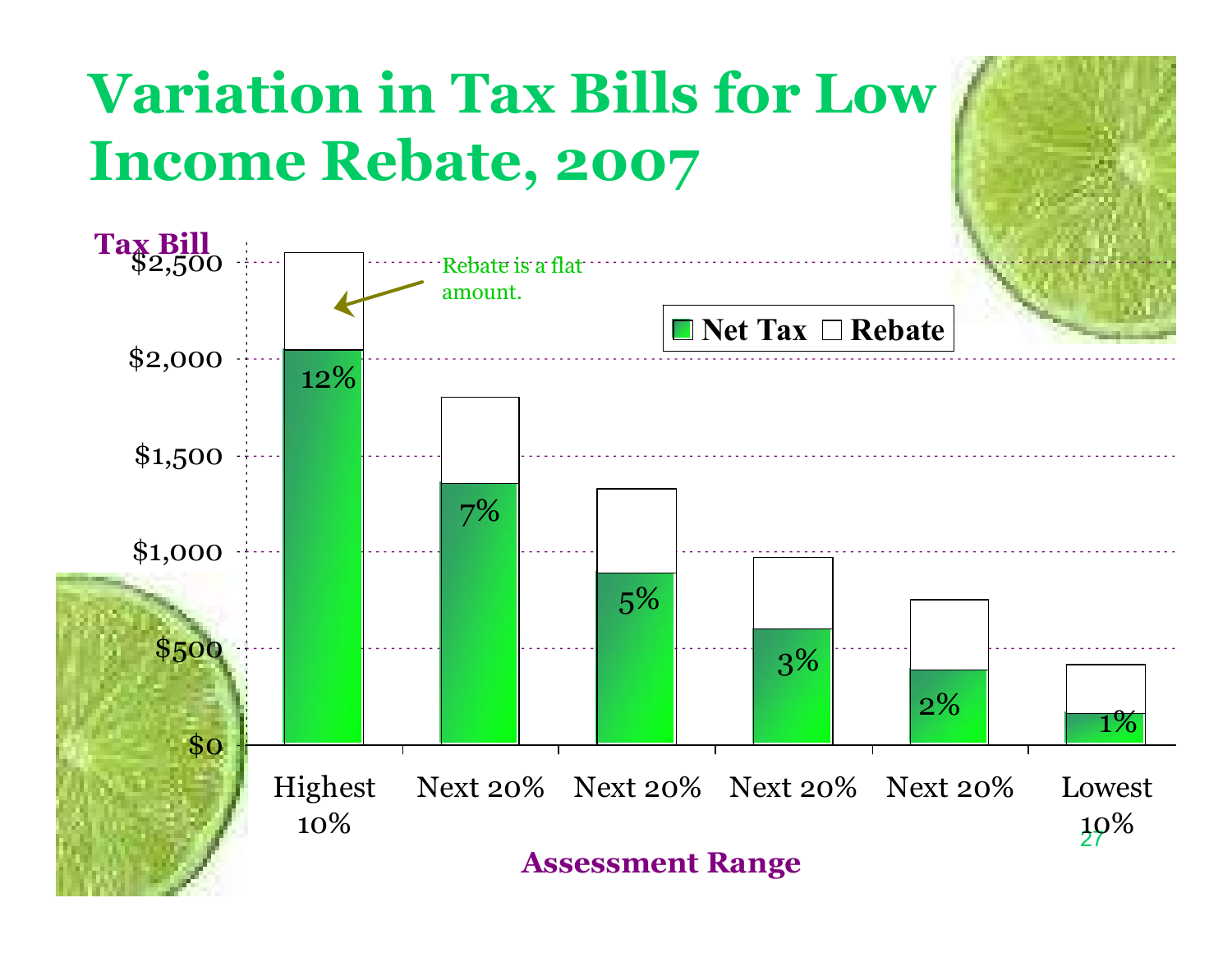# Variation in Tax Bills for Low Income Rebate, 2007

Tax Bill

Rebate is a flat amount.

Net Tax | Rebate

| Assessment Range | Net Tax (% label) |
|---|---|
| Highest 10% | 12% |
| Next 20% | 7% |
| Next 20% | 5% |
| Next 20% | 3% |
| Next 20% | 2% |
| Lowest 10% | 1% |

$0, $500, $1,000, $1,500, $2,000, $2,500

Assessment Range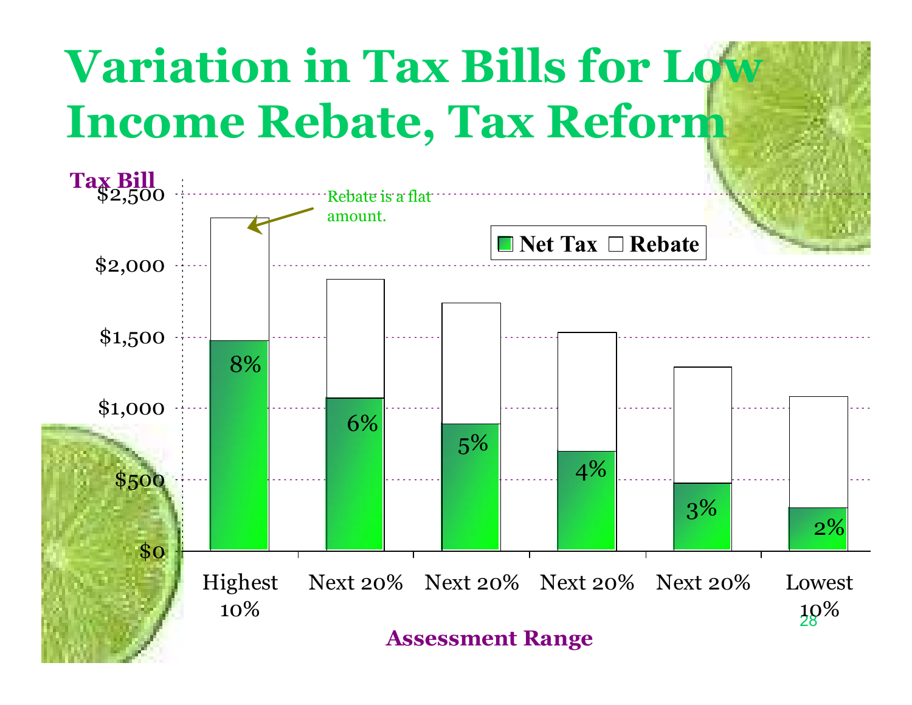# Variation in Tax Bills for Low Income Rebate, Tax Reform

Tax Bill

$2,500

$2,000

$1,500

$1,000

$500

$0

Rebate is a flat amount.

Net Tax | Rebate

8%

6%

5%

4%

3%

2%

Highest 10% | Next 20% | Next 20% | Next 20% | Next 20% | Lowest 10%

Assessment Range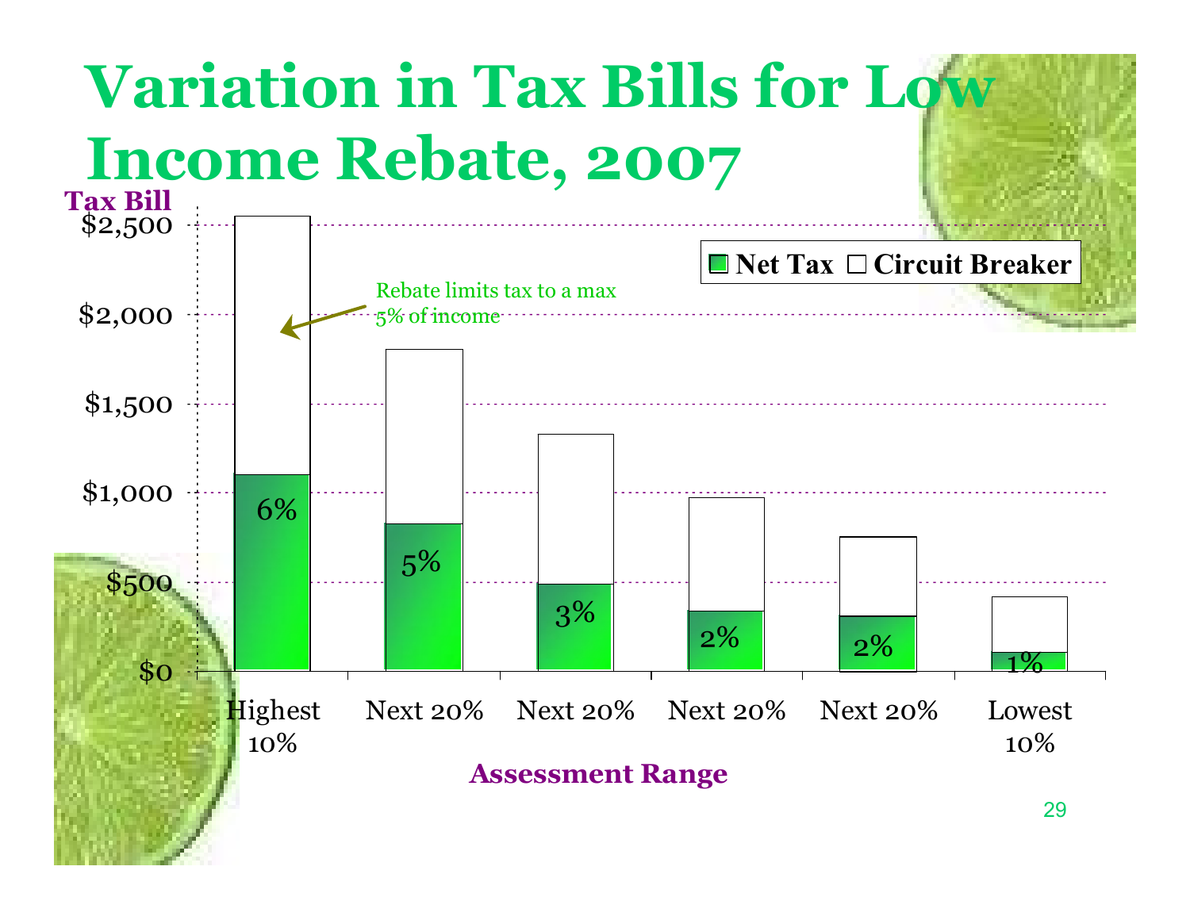# Variation in Tax Bills for Low Income Rebate, 2007

Tax Bill

$2,500
$2,000
$1,500
$1,000
$500
$0

Net Tax
Circuit Breaker

Rebate limits tax to a max 5% of income

6%
5%
3%
2%
2%
1%

Highest 10%
Next 20%
Next 20%
Next 20%
Next 20%
Lowest 10%

Assessment Range